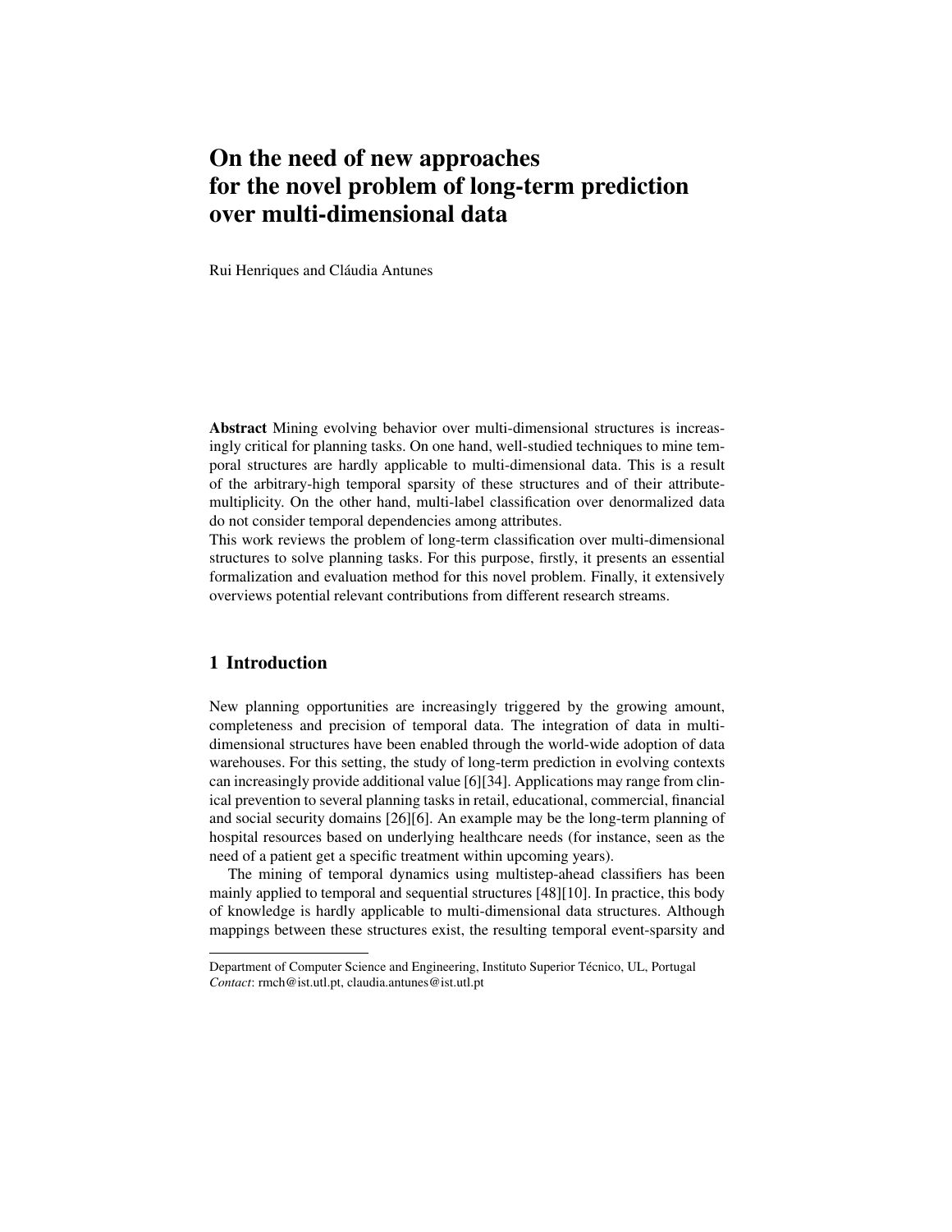# On the need of new approaches for the novel problem of long-term prediction over multi-dimensional data

Rui Henriques and Cláudia Antunes

**Abstract** Mining evolving behavior over multi-dimensional structures is increasingly critical for planning tasks. On one hand, well-studied techniques to mine temporal structures are hardly applicable to multi-dimensional data. This is a result of the arbitrary-high temporal sparsity of these structures and of their attribute-multiplicity. On the other hand, multi-label classification over denormalized data do not consider temporal dependencies among attributes.
This work reviews the problem of long-term classification over multi-dimensional structures to solve planning tasks. For this purpose, firstly, it presents an essential formalization and evaluation method for this novel problem. Finally, it extensively overviews potential relevant contributions from different research streams.

## 1 Introduction

New planning opportunities are increasingly triggered by the growing amount, completeness and precision of temporal data. The integration of data in multi-dimensional structures have been enabled through the world-wide adoption of data warehouses. For this setting, the study of long-term prediction in evolving contexts can increasingly provide additional value [6][34]. Applications may range from clinical prevention to several planning tasks in retail, educational, commercial, financial and social security domains [26][6]. An example may be the long-term planning of hospital resources based on underlying healthcare needs (for instance, seen as the need of a patient get a specific treatment within upcoming years).

The mining of temporal dynamics using multistep-ahead classifiers has been mainly applied to temporal and sequential structures [48][10]. In practice, this body of knowledge is hardly applicable to multi-dimensional data structures. Although mappings between these structures exist, the resulting temporal event-sparsity and

---

Department of Computer Science and Engineering, Instituto Superior Técnico, UL, Portugal
*Contact*: rmch@ist.utl.pt, claudia.antunes@ist.utl.pt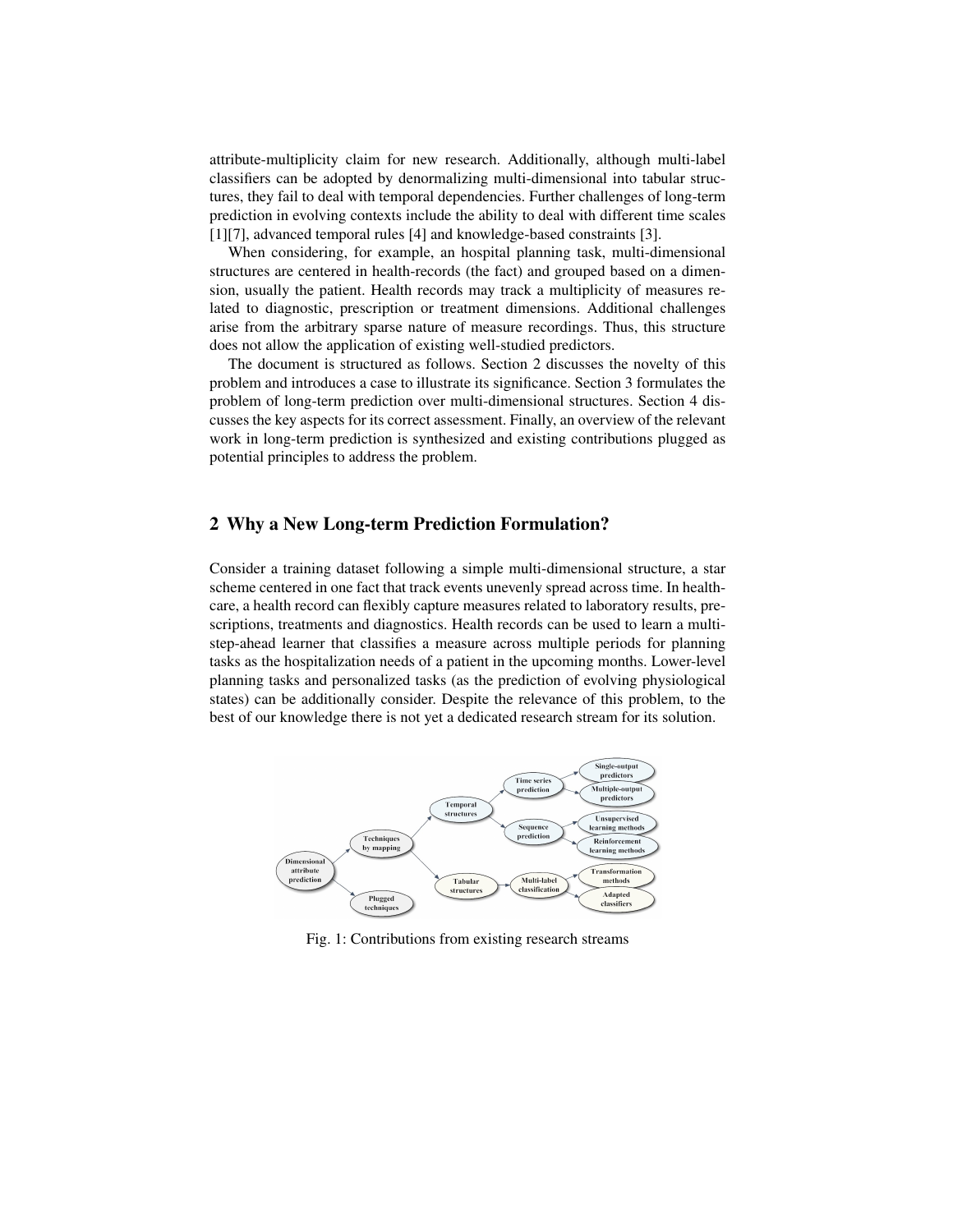attribute-multiplicity claim for new research. Additionally, although multi-label classifiers can be adopted by denormalizing multi-dimensional into tabular structures, they fail to deal with temporal dependencies. Further challenges of long-term prediction in evolving contexts include the ability to deal with different time scales [1][7], advanced temporal rules [4] and knowledge-based constraints [3].

When considering, for example, an hospital planning task, multi-dimensional structures are centered in health-records (the fact) and grouped based on a dimension, usually the patient. Health records may track a multiplicity of measures related to diagnostic, prescription or treatment dimensions. Additional challenges arise from the arbitrary sparse nature of measure recordings. Thus, this structure does not allow the application of existing well-studied predictors.

The document is structured as follows. Section 2 discusses the novelty of this problem and introduces a case to illustrate its significance. Section 3 formulates the problem of long-term prediction over multi-dimensional structures. Section 4 discusses the key aspects for its correct assessment. Finally, an overview of the relevant work in long-term prediction is synthesized and existing contributions plugged as potential principles to address the problem.

## 2 Why a New Long-term Prediction Formulation?

Consider a training dataset following a simple multi-dimensional structure, a star scheme centered in one fact that track events unevenly spread across time. In healthcare, a health record can flexibly capture measures related to laboratory results, prescriptions, treatments and diagnostics. Health records can be used to learn a multi-step-ahead learner that classifies a measure across multiple periods for planning tasks as the hospitalization needs of a patient in the upcoming months. Lower-level planning tasks and personalized tasks (as the prediction of evolving physiological states) can be additionally consider. Despite the relevance of this problem, to the best of our knowledge there is not yet a dedicated research stream for its solution.

Fig. 1: Contributions from existing research streams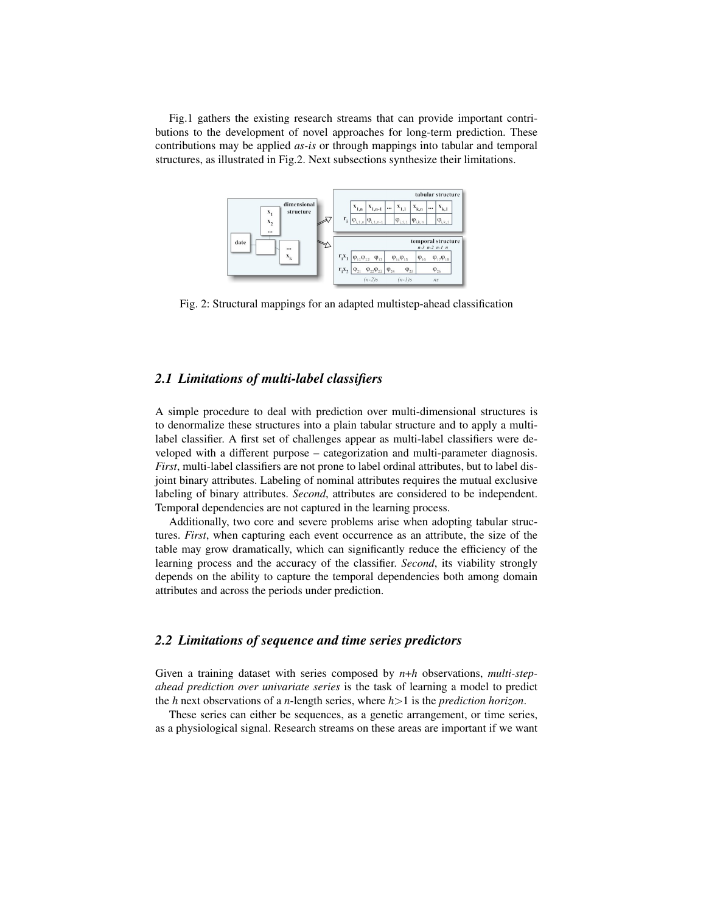Fig.1 gathers the existing research streams that can provide important contributions to the development of novel approaches for long-term prediction. These contributions may be applied *as-is* or through mappings into tabular and temporal structures, as illustrated in Fig.2. Next subsections synthesize their limitations.

Fig. 2: Structural mappings for an adapted multistep-ahead classification

## 2.1 Limitations of multi-label classifiers

A simple procedure to deal with prediction over multi-dimensional structures is to denormalize these structures into a plain tabular structure and to apply a multi-label classifier. A first set of challenges appear as multi-label classifiers were developed with a different purpose – categorization and multi-parameter diagnosis. *First*, multi-label classifiers are not prone to label ordinal attributes, but to label disjoint binary attributes. Labeling of nominal attributes requires the mutual exclusive labeling of binary attributes. *Second*, attributes are considered to be independent. Temporal dependencies are not captured in the learning process.

Additionally, two core and severe problems arise when adopting tabular structures. *First*, when capturing each event occurrence as an attribute, the size of the table may grow dramatically, which can significantly reduce the efficiency of the learning process and the accuracy of the classifier. *Second*, its viability strongly depends on the ability to capture the temporal dependencies both among domain attributes and across the periods under prediction.

## 2.2 Limitations of sequence and time series predictors

Given a training dataset with series composed by $n$+$h$ observations, *multi-step-ahead prediction over univariate series* is the task of learning a model to predict the $h$ next observations of a $n$-length series, where $h>1$ is the *prediction horizon*.

These series can either be sequences, as a genetic arrangement, or time series, as a physiological signal. Research streams on these areas are important if we want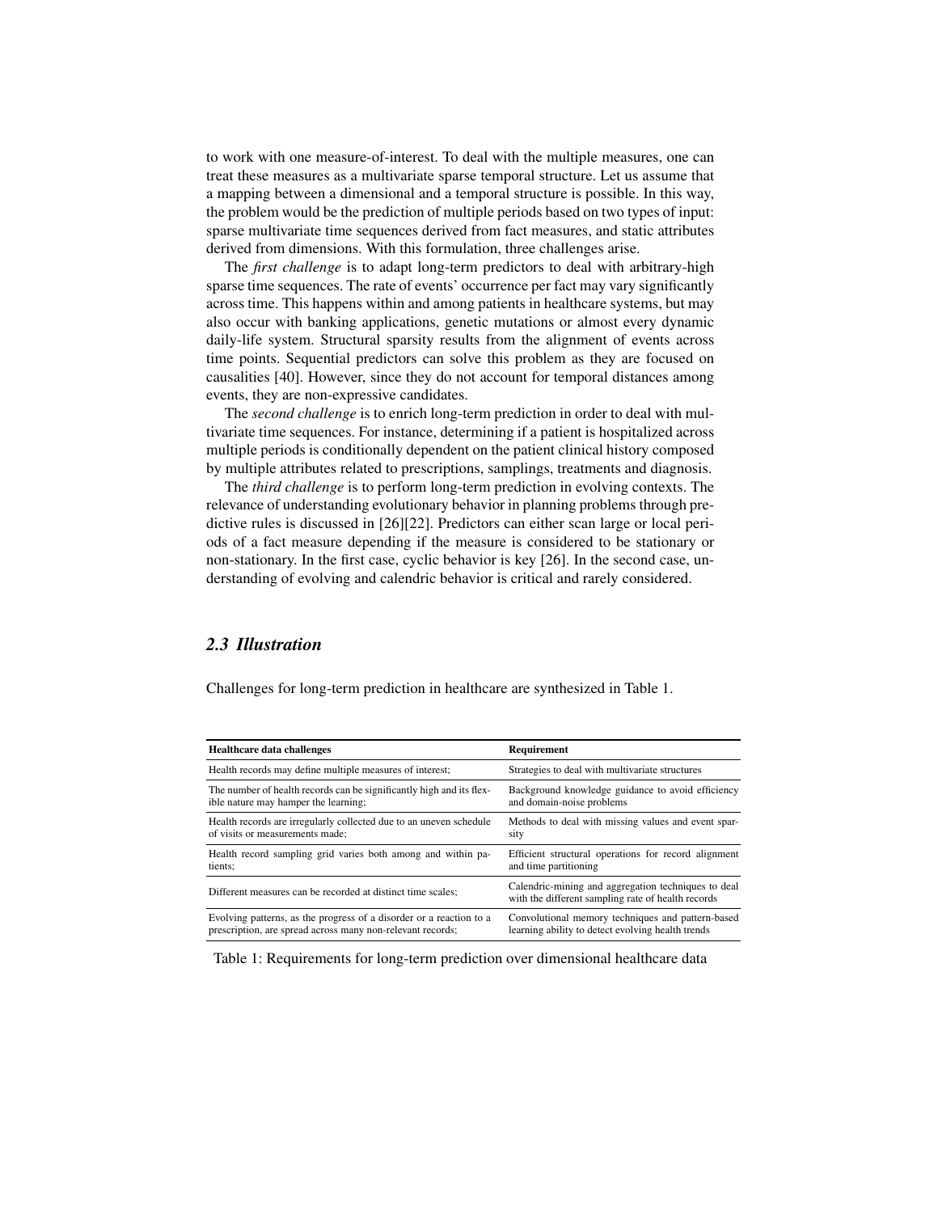to work with one measure-of-interest. To deal with the multiple measures, one can treat these measures as a multivariate sparse temporal structure. Let us assume that a mapping between a dimensional and a temporal structure is possible. In this way, the problem would be the prediction of multiple periods based on two types of input: sparse multivariate time sequences derived from fact measures, and static attributes derived from dimensions. With this formulation, three challenges arise.

The *first challenge* is to adapt long-term predictors to deal with arbitrary-high sparse time sequences. The rate of events' occurrence per fact may vary significantly across time. This happens within and among patients in healthcare systems, but may also occur with banking applications, genetic mutations or almost every dynamic daily-life system. Structural sparsity results from the alignment of events across time points. Sequential predictors can solve this problem as they are focused on causalities [40]. However, since they do not account for temporal distances among events, they are non-expressive candidates.

The *second challenge* is to enrich long-term prediction in order to deal with multivariate time sequences. For instance, determining if a patient is hospitalized across multiple periods is conditionally dependent on the patient clinical history composed by multiple attributes related to prescriptions, samplings, treatments and diagnosis.

The *third challenge* is to perform long-term prediction in evolving contexts. The relevance of understanding evolutionary behavior in planning problems through predictive rules is discussed in [26][22]. Predictors can either scan large or local periods of a fact measure depending if the measure is considered to be stationary or non-stationary. In the first case, cyclic behavior is key [26]. In the second case, understanding of evolving and calendric behavior is critical and rarely considered.

### *2.3 Illustration*

Challenges for long-term prediction in healthcare are synthesized in Table 1.

| Healthcare data challenges | Requirement |
|---|---|
| Health records may define multiple measures of interest; | Strategies to deal with multivariate structures |
| The number of health records can be significantly high and its flexible nature may hamper the learning; | Background knowledge guidance to avoid efficiency and domain-noise problems |
| Health records are irregularly collected due to an uneven schedule of visits or measurements made; | Methods to deal with missing values and event sparsity |
| Health record sampling grid varies both among and within patients; | Efficient structural operations for record alignment and time partitioning |
| Different measures can be recorded at distinct time scales; | Calendric-mining and aggregation techniques to deal with the different sampling rate of health records |
| Evolving patterns, as the progress of a disorder or a reaction to a prescription, are spread across many non-relevant records; | Convolutional memory techniques and pattern-based learning ability to detect evolving health trends |

Table 1: Requirements for long-term prediction over dimensional healthcare data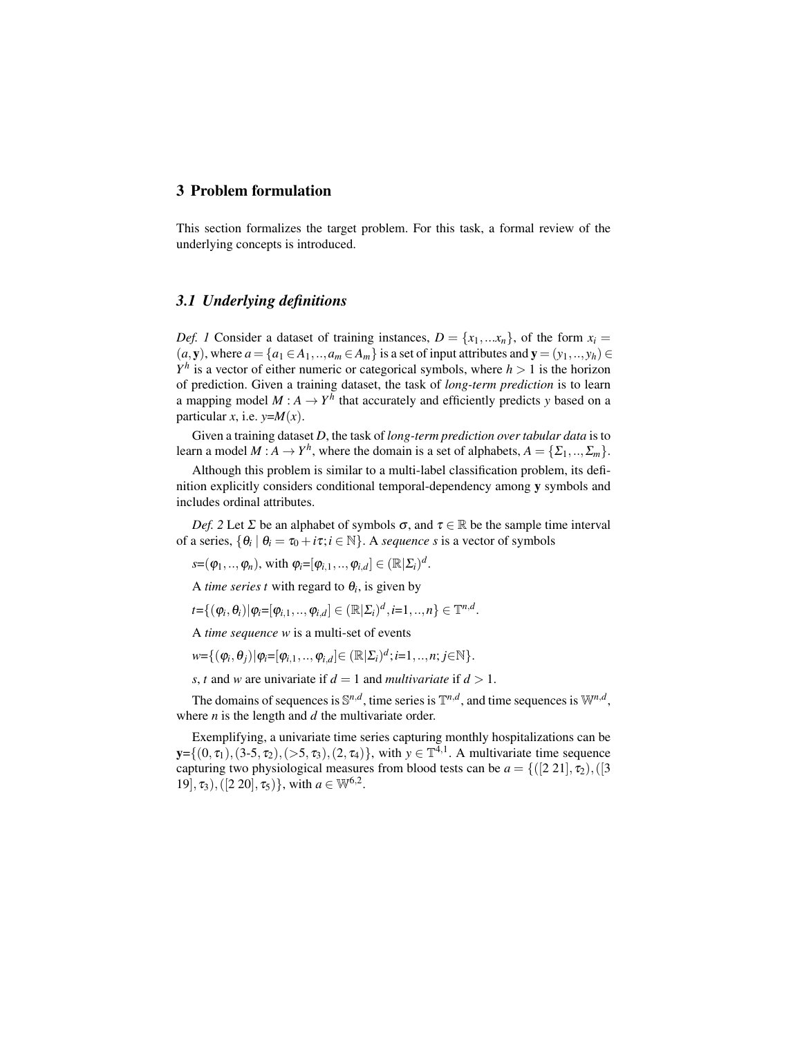## 3 Problem formulation

This section formalizes the target problem. For this task, a formal review of the underlying concepts is introduced.

### 3.1 Underlying definitions

*Def. 1* Consider a dataset of training instances, $D = \{x_1, ...x_n\}$, of the form $x_i = (a, \mathbf{y})$, where $a = \{a_1 \in A_1, .., a_m \in A_m\}$ is a set of input attributes and $\mathbf{y} = (y_1, .., y_h) \in Y^h$ is a vector of either numeric or categorical symbols, where $h > 1$ is the horizon of prediction. Given a training dataset, the task of *long-term prediction* is to learn a mapping model $M : A \rightarrow Y^h$ that accurately and efficiently predicts $y$ based on a particular $x$, i.e. $y$=$M(x)$.

Given a training dataset $D$, the task of *long-term prediction over tabular data* is to learn a model $M : A \rightarrow Y^h$, where the domain is a set of alphabets, $A = \{\Sigma_1, .., \Sigma_m\}$.

Although this problem is similar to a multi-label classification problem, its definition explicitly considers conditional temporal-dependency among $\mathbf{y}$ symbols and includes ordinal attributes.

*Def. 2* Let $\Sigma$ be an alphabet of symbols $\sigma$, and $\tau \in \mathbb{R}$ be the sample time interval of a series, $\{\theta_i \mid \theta_i = \tau_0 + i\tau; i \in \mathbb{N}\}$. A *sequence* $s$ is a vector of symbols

$s$=$(\varphi_1, .., \varphi_n)$, with $\varphi_i$=$[\varphi_{i,1}, .., \varphi_{i,d}] \in (\mathbb{R}|\Sigma_i)^d$.

A *time series* $t$ with regard to $\theta_i$, is given by

$t$=$\{(\varphi_i, \theta_i) | \varphi_i$=$[\varphi_{i,1}, .., \varphi_{i,d}] \in (\mathbb{R}|\Sigma_i)^d, i$=$1, .., n\} \in \mathbb{T}^{n,d}$.

A *time sequence* $w$ is a multi-set of events

$w$=$\{(\varphi_i, \theta_j) | \varphi_i$=$[\varphi_{i,1}, .., \varphi_{i,d}] \in (\mathbb{R}|\Sigma_i)^d; i$=$1, .., n; j \in \mathbb{N}\}$.

$s$, $t$ and $w$ are univariate if $d = 1$ and *multivariate* if $d > 1$.

The domains of sequences is $\mathbb{S}^{n,d}$, time series is $\mathbb{T}^{n,d}$, and time sequences is $\mathbb{W}^{n,d}$, where $n$ is the length and $d$ the multivariate order.

Exemplifying, a univariate time series capturing monthly hospitalizations can be $\mathbf{y}$=$\{(0, \tau_1), (3\text{-}5, \tau_2), (>5, \tau_3), (2, \tau_4)\}$, with $y \in \mathbb{T}^{4,1}$. A multivariate time sequence capturing two physiological measures from blood tests can be $a = \{([2\ 21], \tau_2), ([3\ 19], \tau_3), ([2\ 20], \tau_5)\}$, with $a \in \mathbb{W}^{6,2}$.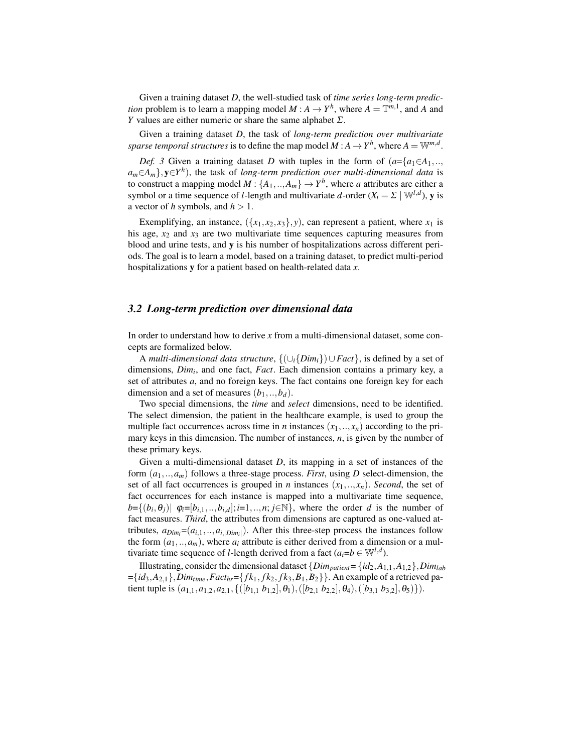Given a training dataset $D$, the well-studied task of *time series long-term prediction* problem is to learn a mapping model $M : A \rightarrow Y^h$, where $A = \mathbb{T}^{m,1}$, and $A$ and $Y$ values are either numeric or share the same alphabet $\Sigma$.

Given a training dataset $D$, the task of *long-term prediction over multivariate sparse temporal structures* is to define the map model $M : A \rightarrow Y^h$, where $A = \mathbb{W}^{m,d}$.

*Def. 3* Given a training dataset $D$ with tuples in the form of ($a$={$a_1 \in A_1$,.., $a_m \in A_m$},$\mathbf{y} \in Y^h$), the task of *long-term prediction over multi-dimensional data* is to construct a mapping model $M : \{A_1,..,A_m\} \rightarrow Y^h$, where $a$ attributes are either a symbol or a time sequence of $l$-length and multivariate $d$-order ($X_i = \Sigma \mid \mathbb{W}^{l,d}$), $\mathbf{y}$ is a vector of $h$ symbols, and $h > 1$.

Exemplifying, an instance, $(\{x_1, x_2, x_3\}, y)$, can represent a patient, where $x_1$ is his age, $x_2$ and $x_3$ are two multivariate time sequences capturing measures from blood and urine tests, and $\mathbf{y}$ is his number of hospitalizations across different periods. The goal is to learn a model, based on a training dataset, to predict multi-period hospitalizations $\mathbf{y}$ for a patient based on health-related data $x$.

### 3.2 Long-term prediction over dimensional data

In order to understand how to derive $x$ from a multi-dimensional dataset, some concepts are formalized below.

A *multi-dimensional data structure*, $\{(\cup_i\{Dim_i\}) \cup Fact\}$, is defined by a set of dimensions, $Dim_i$, and one fact, $Fact$. Each dimension contains a primary key, a set of attributes $a$, and no foreign keys. The fact contains one foreign key for each dimension and a set of measures $(b_1,..,b_d)$.

Two special dimensions, the *time* and *select* dimensions, need to be identified. The select dimension, the patient in the healthcare example, is used to group the multiple fact occurrences across time in $n$ instances $(x_1,..,x_n)$ according to the primary keys in this dimension. The number of instances, $n$, is given by the number of these primary keys.

Given a multi-dimensional dataset $D$, its mapping in a set of instances of the form $(a_1,..,a_m)$ follows a three-stage process. *First*, using $D$ select-dimension, the set of all fact occurrences is grouped in $n$ instances $(x_1,..,x_n)$. *Second*, the set of fact occurrences for each instance is mapped into a multivariate time sequence, $b$=$\{(b_i, \theta_j) | \ \varphi_i$=$[b_{i,1},..,b_{i,d}]; i$=$1,..,n; j \in \mathbb{N}\}$, where the order $d$ is the number of fact measures. *Third*, the attributes from dimensions are captured as one-valued attributes, $a_{Dim_i}$=$(a_{i,1},..,a_{i,|Dim_i|})$. After this three-step process the instances follow the form $(a_1,..,a_m)$, where $a_i$ attribute is either derived from a dimension or a multivariate time sequence of $l$-length derived from a fact ($a_i$=$b \in \mathbb{W}^{l,d}$).

Illustrating, consider the dimensional dataset $\{Dim_{patient}$=$\{id_2, A_{1,1}, A_{1,2}\}, Dim_{lab}$ =$\{id_3, A_{2,1}\}, Dim_{time}, Fact_{hr}$=$\{fk_1, fk_2, fk_3, B_1, B_2\}\}$. An example of a retrieved patient tuple is $(a_{1,1}, a_{1,2}, a_{2,1}, \{([b_{1,1}\ b_{1,2}], \theta_1), ([b_{2,1}\ b_{2,2}], \theta_4), ([b_{3,1}\ b_{3,2}], \theta_5)\})$.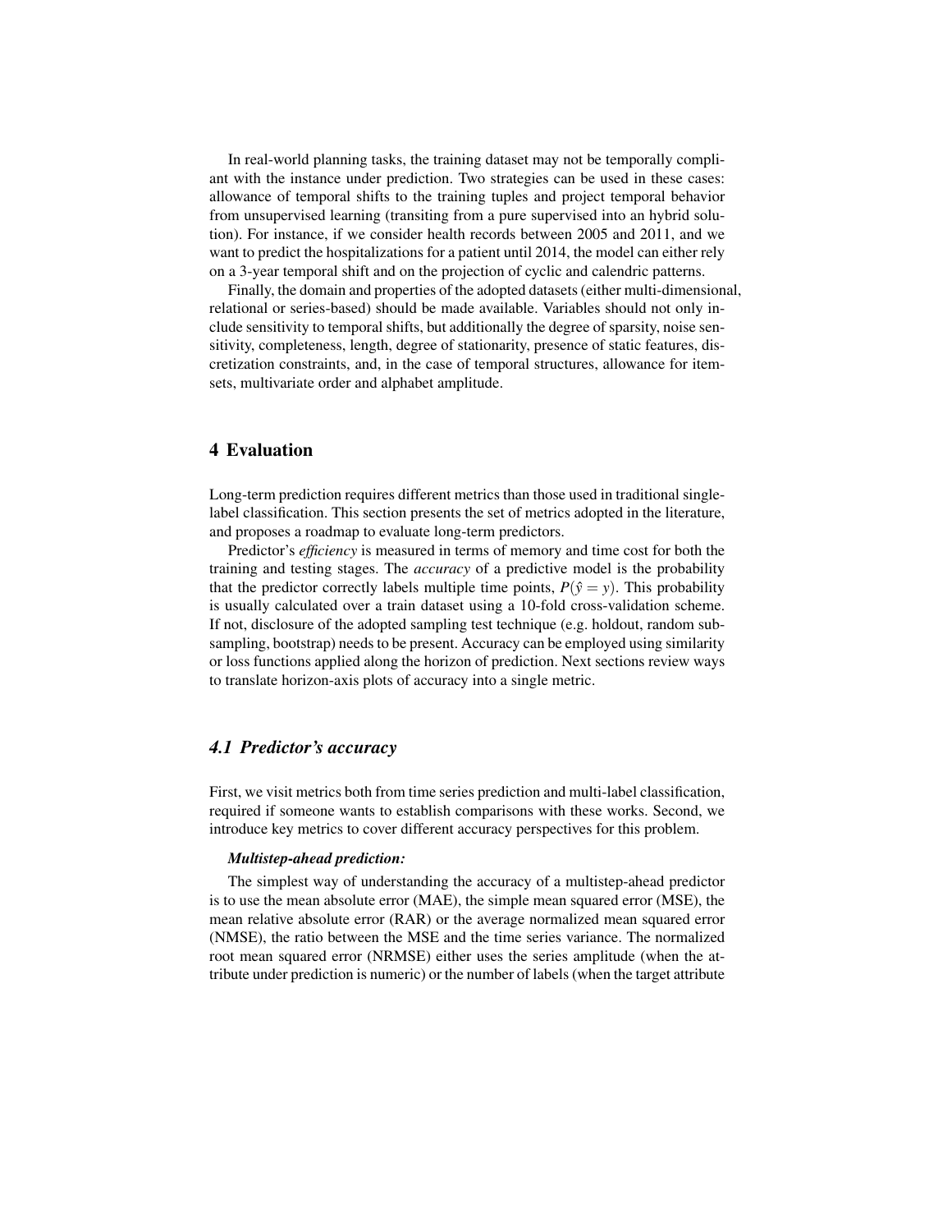In real-world planning tasks, the training dataset may not be temporally compliant with the instance under prediction. Two strategies can be used in these cases: allowance of temporal shifts to the training tuples and project temporal behavior from unsupervised learning (transiting from a pure supervised into an hybrid solution). For instance, if we consider health records between 2005 and 2011, and we want to predict the hospitalizations for a patient until 2014, the model can either rely on a 3-year temporal shift and on the projection of cyclic and calendric patterns.

Finally, the domain and properties of the adopted datasets (either multi-dimensional, relational or series-based) should be made available. Variables should not only include sensitivity to temporal shifts, but additionally the degree of sparsity, noise sensitivity, completeness, length, degree of stationarity, presence of static features, discretization constraints, and, in the case of temporal structures, allowance for itemsets, multivariate order and alphabet amplitude.

## 4 Evaluation

Long-term prediction requires different metrics than those used in traditional single-label classification. This section presents the set of metrics adopted in the literature, and proposes a roadmap to evaluate long-term predictors.

Predictor's *efficiency* is measured in terms of memory and time cost for both the training and testing stages. The *accuracy* of a predictive model is the probability that the predictor correctly labels multiple time points, $P(\hat{y} = y)$. This probability is usually calculated over a train dataset using a 10-fold cross-validation scheme. If not, disclosure of the adopted sampling test technique (e.g. holdout, random subsampling, bootstrap) needs to be present. Accuracy can be employed using similarity or loss functions applied along the horizon of prediction. Next sections review ways to translate horizon-axis plots of accuracy into a single metric.

### *4.1 Predictor's accuracy*

First, we visit metrics both from time series prediction and multi-label classification, required if someone wants to establish comparisons with these works. Second, we introduce key metrics to cover different accuracy perspectives for this problem.

***Multistep-ahead prediction:***

The simplest way of understanding the accuracy of a multistep-ahead predictor is to use the mean absolute error (MAE), the simple mean squared error (MSE), the mean relative absolute error (RAR) or the average normalized mean squared error (NMSE), the ratio between the MSE and the time series variance. The normalized root mean squared error (NRMSE) either uses the series amplitude (when the attribute under prediction is numeric) or the number of labels (when the target attribute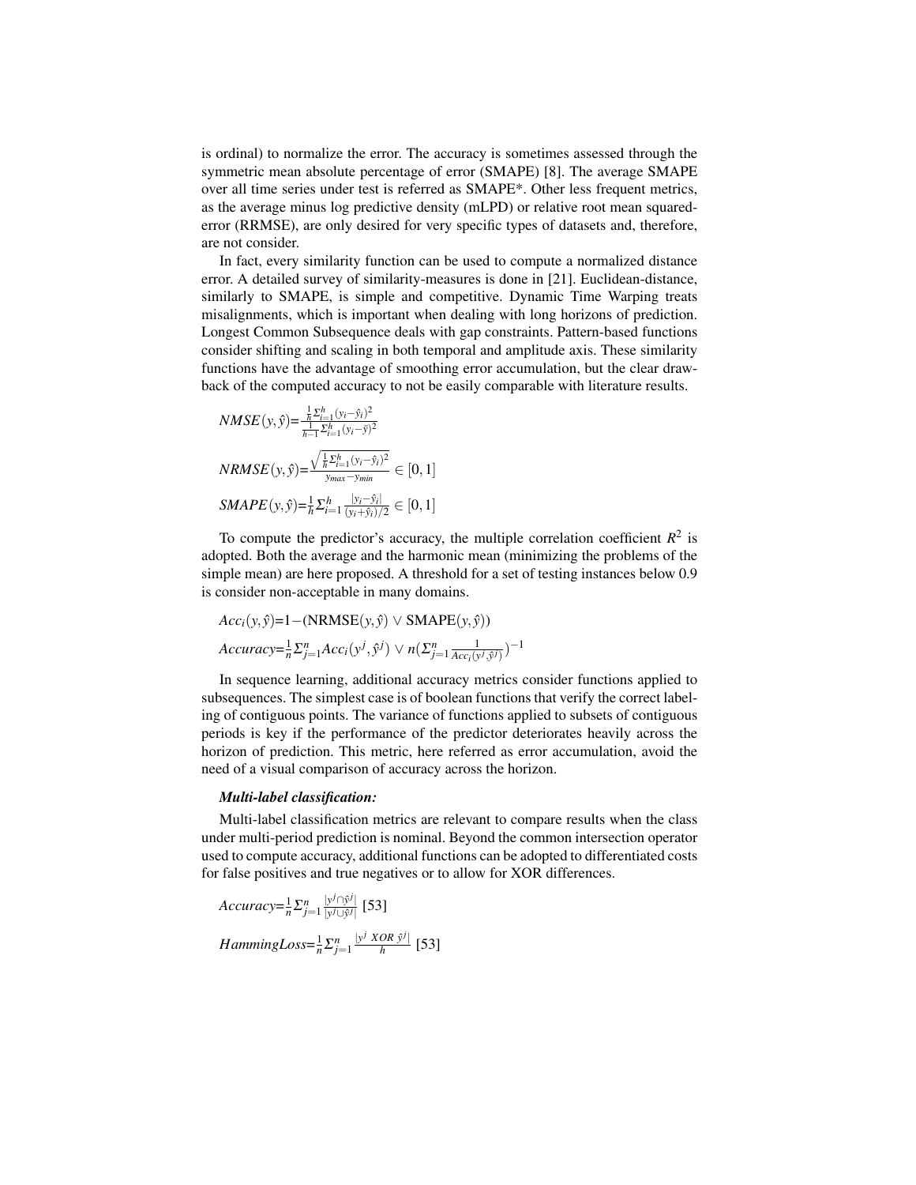is ordinal) to normalize the error. The accuracy is sometimes assessed through the symmetric mean absolute percentage of error (SMAPE) [8]. The average SMAPE over all time series under test is referred as SMAPE*. Other less frequent metrics, as the average minus log predictive density (mLPD) or relative root mean squared-error (RRMSE), are only desired for very specific types of datasets and, therefore, are not consider.

In fact, every similarity function can be used to compute a normalized distance error. A detailed survey of similarity-measures is done in [21]. Euclidean-distance, similarly to SMAPE, is simple and competitive. Dynamic Time Warping treats misalignments, which is important when dealing with long horizons of prediction. Longest Common Subsequence deals with gap constraints. Pattern-based functions consider shifting and scaling in both temporal and amplitude axis. These similarity functions have the advantage of smoothing error accumulation, but the clear drawback of the computed accuracy to not be easily comparable with literature results.

$$NMSE(y,\hat{y})=\frac{\frac{1}{h}\Sigma_{i=1}^{h}(y_i-\hat{y}_i)^2}{\frac{1}{h-1}\Sigma_{i=1}^{h}(y_i-\bar{y})^2}$$

$$NRMSE(y,\hat{y})=\frac{\sqrt{\frac{1}{h}\Sigma_{i=1}^{h}(y_i-\hat{y}_i)^2}}{y_{max}-y_{min}} \in [0,1]$$

$$SMAPE(y,\hat{y})=\frac{1}{h}\Sigma_{i=1}^{h}\frac{|y_i-\hat{y}_i|}{(y_i+\hat{y}_i)/2} \in [0,1]$$

To compute the predictor's accuracy, the multiple correlation coefficient $R^2$ is adopted. Both the average and the harmonic mean (minimizing the problems of the simple mean) are here proposed. A threshold for a set of testing instances below 0.9 is consider non-acceptable in many domains.

$$Acc_i(y,\hat{y})=1-(\text{NRMSE}(y,\hat{y}) \vee \text{SMAPE}(y,\hat{y}))$$

$$Accuracy=\frac{1}{n}\Sigma_{j=1}^{n}Acc_i(y^j,\hat{y}^j) \vee n(\Sigma_{j=1}^{n}\frac{1}{Acc_i(y^j,\hat{y}^j)})^{-1}$$

In sequence learning, additional accuracy metrics consider functions applied to subsequences. The simplest case is of boolean functions that verify the correct labeling of contiguous points. The variance of functions applied to subsets of contiguous periods is key if the performance of the predictor deteriorates heavily across the horizon of prediction. This metric, here referred as error accumulation, avoid the need of a visual comparison of accuracy across the horizon.

***Multi-label classification:***

Multi-label classification metrics are relevant to compare results when the class under multi-period prediction is nominal. Beyond the common intersection operator used to compute accuracy, additional functions can be adopted to differentiated costs for false positives and true negatives or to allow for XOR differences.

$$Accuracy=\frac{1}{n}\Sigma_{j=1}^{n}\frac{|y^j \cap \hat{y}^j|}{|y^j \cup \hat{y}^j|} \text{ [53]}$$

$$HammingLoss=\frac{1}{n}\Sigma_{j=1}^{n}\frac{|y^j \ XOR \ \hat{y}^j|}{h} \text{ [53]}$$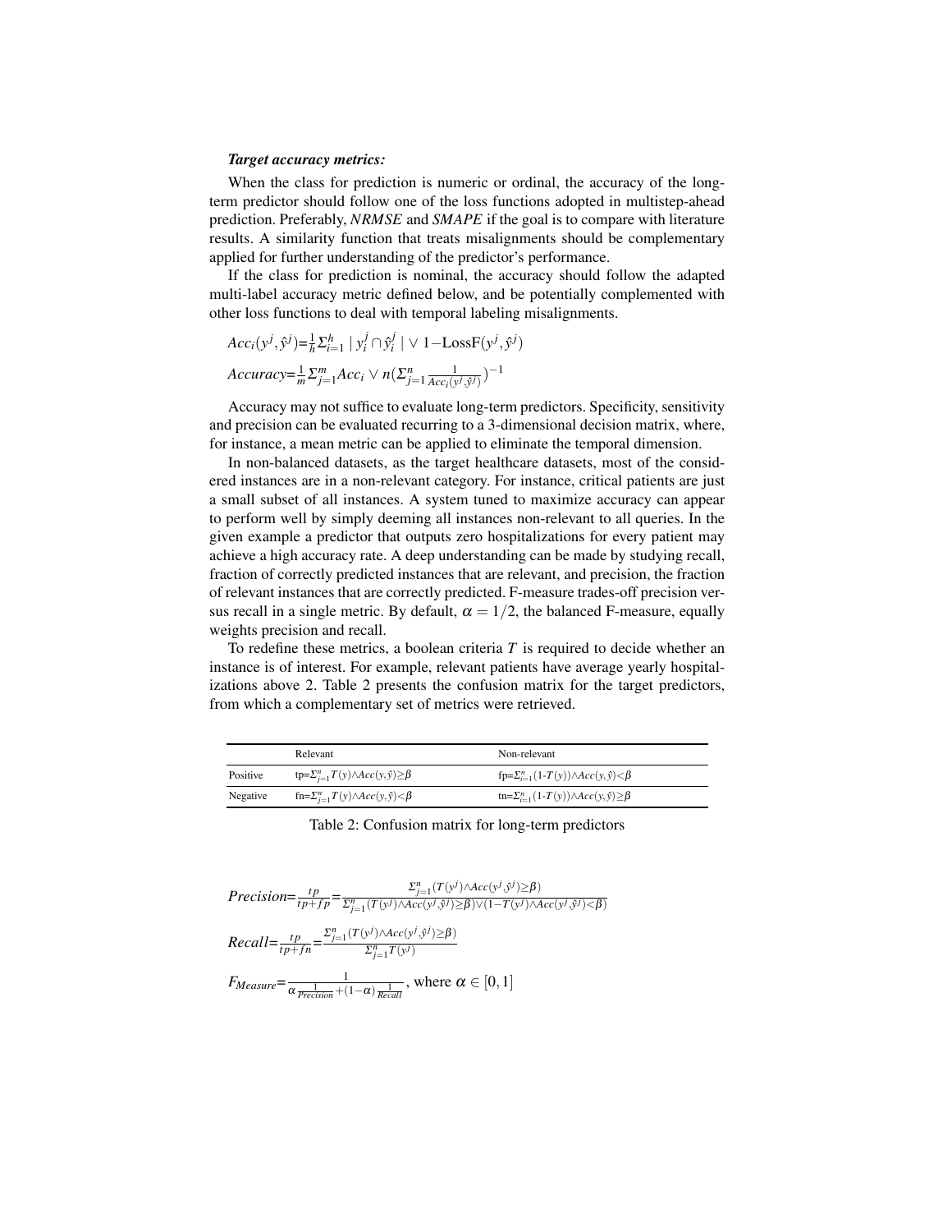***Target accuracy metrics:***

When the class for prediction is numeric or ordinal, the accuracy of the long-term predictor should follow one of the loss functions adopted in multistep-ahead prediction. Preferably, *NRMSE* and *SMAPE* if the goal is to compare with literature results. A similarity function that treats misalignments should be complementary applied for further understanding of the predictor's performance.

If the class for prediction is nominal, the accuracy should follow the adapted multi-label accuracy metric defined below, and be potentially complemented with other loss functions to deal with temporal labeling misalignments.

$$Acc_i(y^j,\hat{y}^j)=\frac{1}{h}\Sigma_{i=1}^{h} \mid y_i^j \cap \hat{y}_i^j \mid \vee\ 1-\text{LossF}(y^j,\hat{y}^j)$$

$$Accuracy=\frac{1}{m}\Sigma_{j=1}^{m}Acc_i \vee n(\Sigma_{j=1}^{n}\frac{1}{Acc_i(y^j,\hat{y}^j)})^{-1}$$

Accuracy may not suffice to evaluate long-term predictors. Specificity, sensitivity and precision can be evaluated recurring to a 3-dimensional decision matrix, where, for instance, a mean metric can be applied to eliminate the temporal dimension.

In non-balanced datasets, as the target healthcare datasets, most of the considered instances are in a non-relevant category. For instance, critical patients are just a small subset of all instances. A system tuned to maximize accuracy can appear to perform well by simply deeming all instances non-relevant to all queries. In the given example a predictor that outputs zero hospitalizations for every patient may achieve a high accuracy rate. A deep understanding can be made by studying recall, fraction of correctly predicted instances that are relevant, and precision, the fraction of relevant instances that are correctly predicted. F-measure trades-off precision versus recall in a single metric. By default, $\alpha = 1/2$, the balanced F-measure, equally weights precision and recall.

To redefine these metrics, a boolean criteria $T$ is required to decide whether an instance is of interest. For example, relevant patients have average yearly hospitalizations above 2. Table 2 presents the confusion matrix for the target predictors, from which a complementary set of metrics were retrieved.

| | Relevant | Non-relevant |
|---|---|---|
| Positive | tp=$\Sigma_{j=1}^{n}T(y)\wedge Acc(y,\hat{y})\geq\beta$ | fp=$\Sigma_{i=1}^{n}(1\text{-}T(y))\wedge Acc(y,\hat{y})<\beta$ |
| Negative | fn=$\Sigma_{j=1}^{n}T(y)\wedge Acc(y,\hat{y})<\beta$ | tn=$\Sigma_{i=1}^{n}(1\text{-}T(y))\wedge Acc(y,\hat{y})\geq\beta$ |

Table 2: Confusion matrix for long-term predictors

$$Precision=\frac{tp}{tp+fp}=\frac{\Sigma_{j=1}^{n}(T(y^j)\wedge Acc(y^j,\hat{y}^j)\geq\beta)}{\Sigma_{j=1}^{n}(T(y^j)\wedge Acc(y^j,\hat{y}^j)\geq\beta)\vee(1-T(y^j)\wedge Acc(y^j,\hat{y}^j)<\beta)}$$

$$Recall=\frac{tp}{tp+fn}=\frac{\Sigma_{j=1}^{n}(T(y^j)\wedge Acc(y^j,\hat{y}^j)\geq\beta)}{\Sigma_{j=1}^{n}T(y^j)}$$

$$F_{Measure}=\frac{1}{\alpha\frac{1}{Precision}+(1-\alpha)\frac{1}{Recall}},\ \text{where}\ \alpha\in[0,1]$$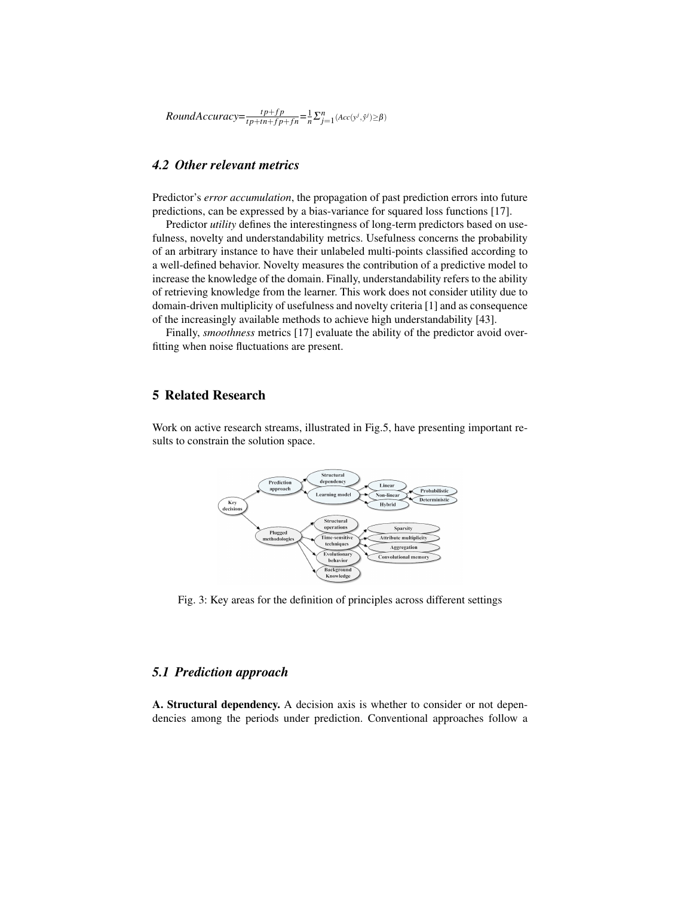$$RoundAccuracy = \frac{tp+fp}{tp+tn+fp+fn} = \frac{1}{n}\Sigma^{n}_{j=1}(Acc(y^j,\hat{y}^j)\geq\beta)$$

### 4.2 Other relevant metrics

Predictor's *error accumulation*, the propagation of past prediction errors into future predictions, can be expressed by a bias-variance for squared loss functions [17].

Predictor *utility* defines the interestingness of long-term predictors based on usefulness, novelty and understandability metrics. Usefulness concerns the probability of an arbitrary instance to have their unlabeled multi-points classified according to a well-defined behavior. Novelty measures the contribution of a predictive model to increase the knowledge of the domain. Finally, understandability refers to the ability of retrieving knowledge from the learner. This work does not consider utility due to domain-driven multiplicity of usefulness and novelty criteria [1] and as consequence of the increasingly available methods to achieve high understandability [43].

Finally, *smoothness* metrics [17] evaluate the ability of the predictor avoid overfitting when noise fluctuations are present.

## 5 Related Research

Work on active research streams, illustrated in Fig.5, have presenting important results to constrain the solution space.

Fig. 3: Key areas for the definition of principles across different settings

### 5.1 Prediction approach

**A. Structural dependency.** A decision axis is whether to consider or not dependencies among the periods under prediction. Conventional approaches follow a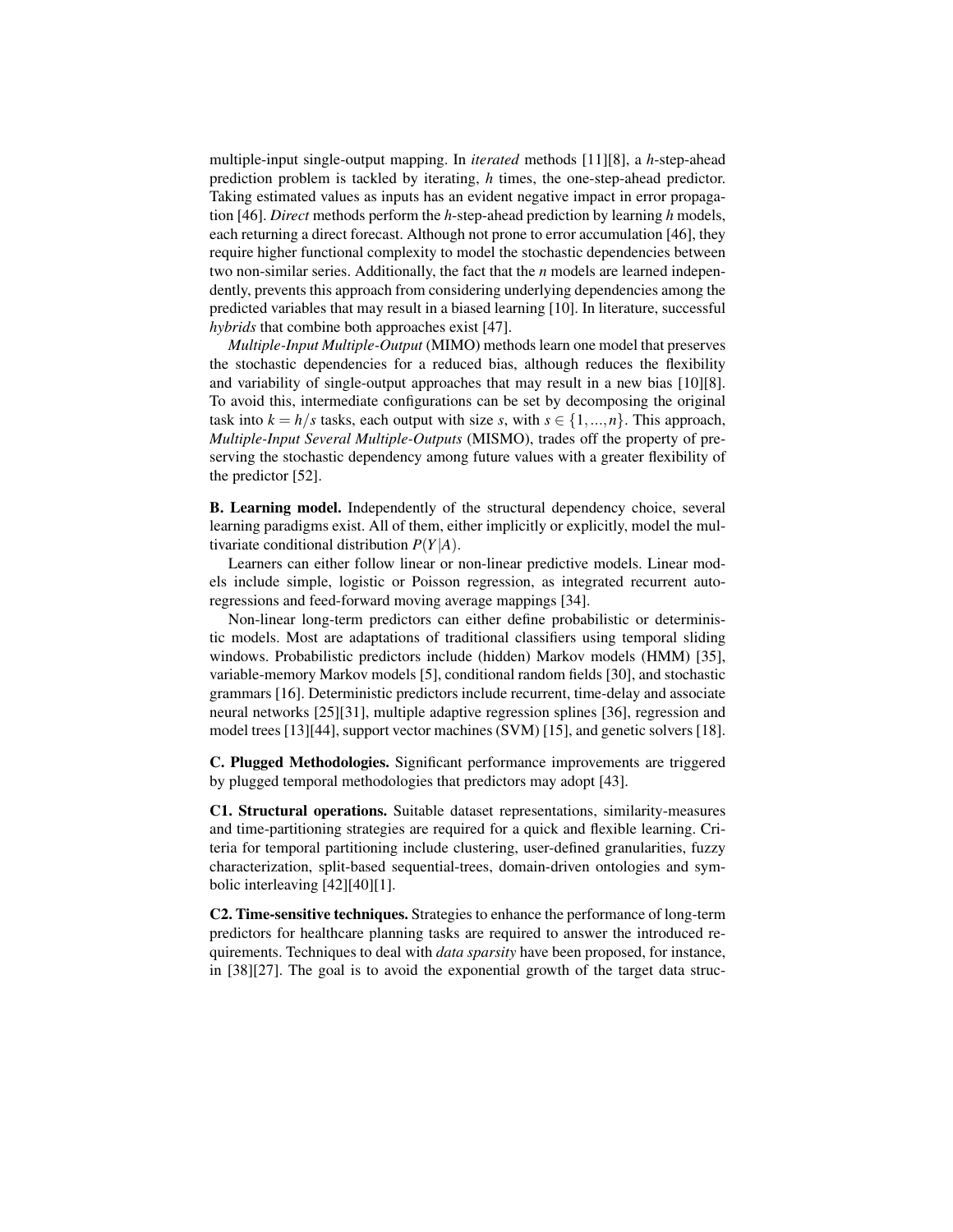multiple-input single-output mapping. In *iterated* methods [11][8], a $h$-step-ahead prediction problem is tackled by iterating, $h$ times, the one-step-ahead predictor. Taking estimated values as inputs has an evident negative impact in error propagation [46]. *Direct* methods perform the $h$-step-ahead prediction by learning $h$ models, each returning a direct forecast. Although not prone to error accumulation [46], they require higher functional complexity to model the stochastic dependencies between two non-similar series. Additionally, the fact that the $n$ models are learned independently, prevents this approach from considering underlying dependencies among the predicted variables that may result in a biased learning [10]. In literature, successful *hybrids* that combine both approaches exist [47].

*Multiple-Input Multiple-Output* (MIMO) methods learn one model that preserves the stochastic dependencies for a reduced bias, although reduces the flexibility and variability of single-output approaches that may result in a new bias [10][8]. To avoid this, intermediate configurations can be set by decomposing the original task into $k = h/s$ tasks, each output with size $s$, with $s \in \{1,...,n\}$. This approach, *Multiple-Input Several Multiple-Outputs* (MISMO), trades off the property of preserving the stochastic dependency among future values with a greater flexibility of the predictor [52].

**B. Learning model.** Independently of the structural dependency choice, several learning paradigms exist. All of them, either implicitly or explicitly, model the multivariate conditional distribution $P(Y|A)$.

Learners can either follow linear or non-linear predictive models. Linear models include simple, logistic or Poisson regression, as integrated recurrent autoregressions and feed-forward moving average mappings [34].

Non-linear long-term predictors can either define probabilistic or deterministic models. Most are adaptations of traditional classifiers using temporal sliding windows. Probabilistic predictors include (hidden) Markov models (HMM) [35], variable-memory Markov models [5], conditional random fields [30], and stochastic grammars [16]. Deterministic predictors include recurrent, time-delay and associate neural networks [25][31], multiple adaptive regression splines [36], regression and model trees [13][44], support vector machines (SVM) [15], and genetic solvers [18].

**C. Plugged Methodologies.** Significant performance improvements are triggered by plugged temporal methodologies that predictors may adopt [43].

**C1. Structural operations.** Suitable dataset representations, similarity-measures and time-partitioning strategies are required for a quick and flexible learning. Criteria for temporal partitioning include clustering, user-defined granularities, fuzzy characterization, split-based sequential-trees, domain-driven ontologies and symbolic interleaving [42][40][1].

**C2. Time-sensitive techniques.** Strategies to enhance the performance of long-term predictors for healthcare planning tasks are required to answer the introduced requirements. Techniques to deal with *data sparsity* have been proposed, for instance, in [38][27]. The goal is to avoid the exponential growth of the target data struc-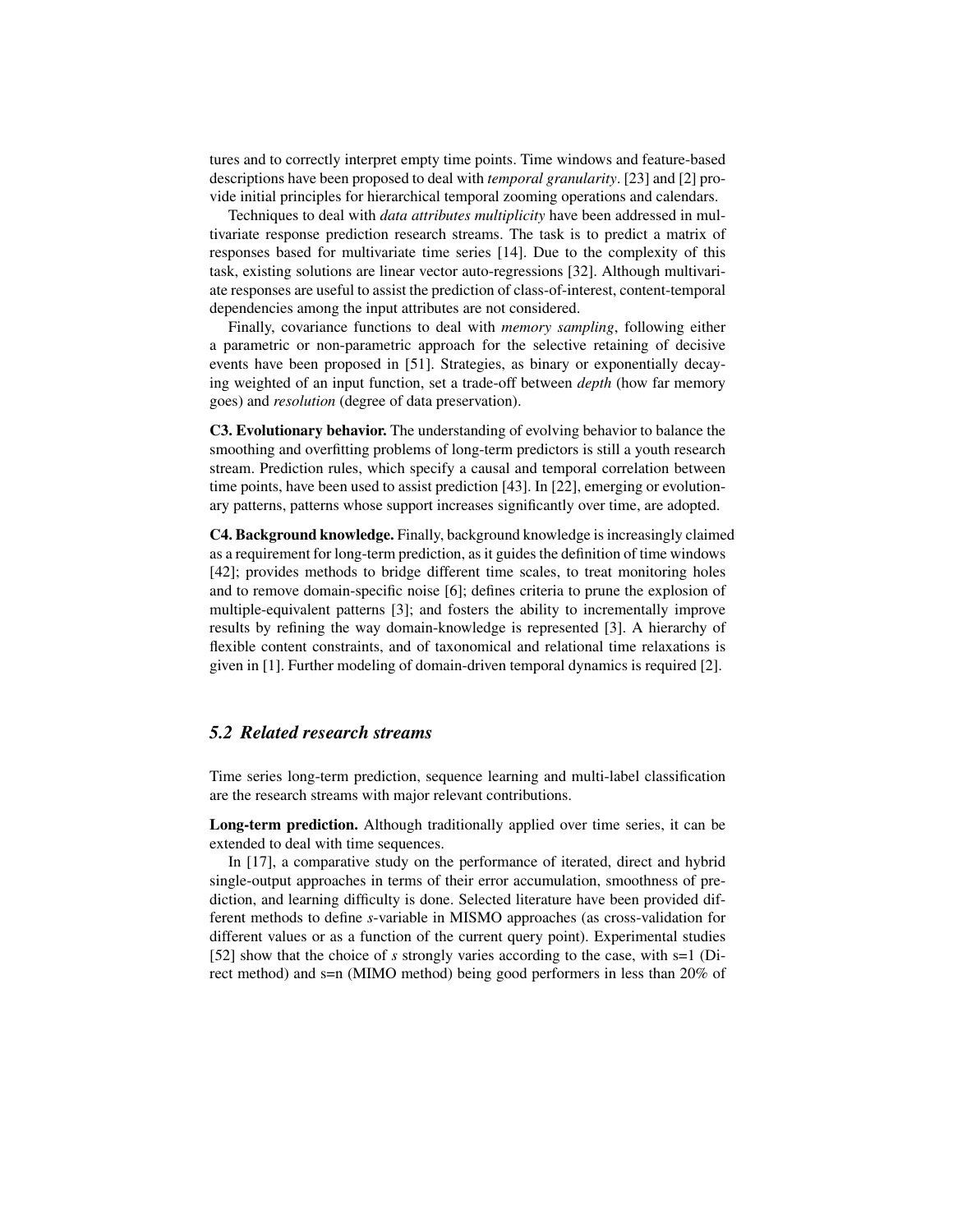tures and to correctly interpret empty time points. Time windows and feature-based descriptions have been proposed to deal with *temporal granularity*. [23] and [2] provide initial principles for hierarchical temporal zooming operations and calendars.

Techniques to deal with *data attributes multiplicity* have been addressed in multivariate response prediction research streams. The task is to predict a matrix of responses based for multivariate time series [14]. Due to the complexity of this task, existing solutions are linear vector auto-regressions [32]. Although multivariate responses are useful to assist the prediction of class-of-interest, content-temporal dependencies among the input attributes are not considered.

Finally, covariance functions to deal with *memory sampling*, following either a parametric or non-parametric approach for the selective retaining of decisive events have been proposed in [51]. Strategies, as binary or exponentially decaying weighted of an input function, set a trade-off between *depth* (how far memory goes) and *resolution* (degree of data preservation).

**C3. Evolutionary behavior.** The understanding of evolving behavior to balance the smoothing and overfitting problems of long-term predictors is still a youth research stream. Prediction rules, which specify a causal and temporal correlation between time points, have been used to assist prediction [43]. In [22], emerging or evolutionary patterns, patterns whose support increases significantly over time, are adopted.

**C4. Background knowledge.** Finally, background knowledge is increasingly claimed as a requirement for long-term prediction, as it guides the definition of time windows [42]; provides methods to bridge different time scales, to treat monitoring holes and to remove domain-specific noise [6]; defines criteria to prune the explosion of multiple-equivalent patterns [3]; and fosters the ability to incrementally improve results by refining the way domain-knowledge is represented [3]. A hierarchy of flexible content constraints, and of taxonomical and relational time relaxations is given in [1]. Further modeling of domain-driven temporal dynamics is required [2].

## 5.2 Related research streams

Time series long-term prediction, sequence learning and multi-label classification are the research streams with major relevant contributions.

**Long-term prediction.** Although traditionally applied over time series, it can be extended to deal with time sequences.

In [17], a comparative study on the performance of iterated, direct and hybrid single-output approaches in terms of their error accumulation, smoothness of prediction, and learning difficulty is done. Selected literature have been provided different methods to define *s*-variable in MISMO approaches (as cross-validation for different values or as a function of the current query point). Experimental studies [52] show that the choice of *s* strongly varies according to the case, with s=1 (Direct method) and s=n (MIMO method) being good performers in less than 20% of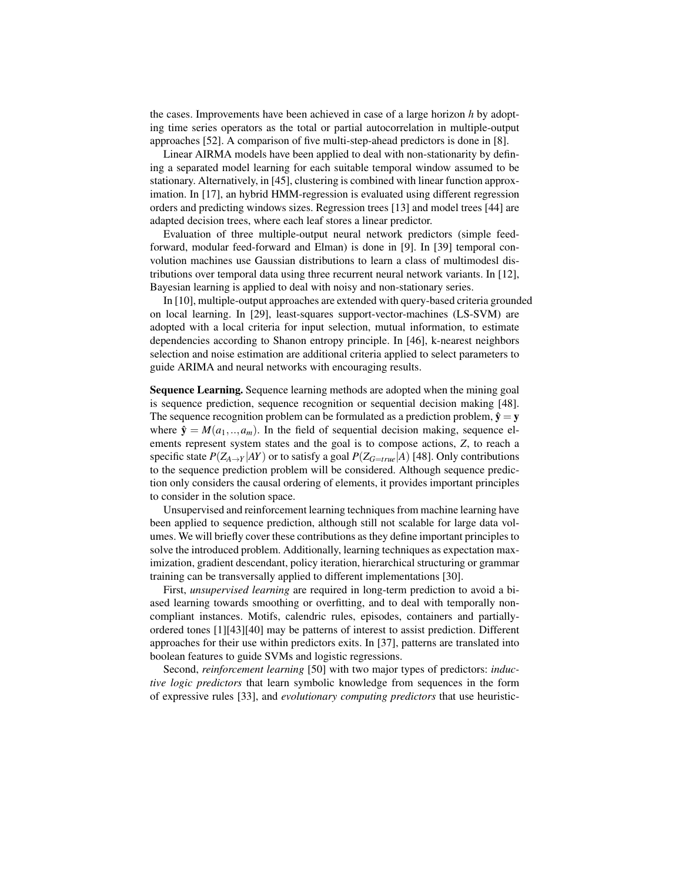the cases. Improvements have been achieved in case of a large horizon $h$ by adopting time series operators as the total or partial autocorrelation in multiple-output approaches [52]. A comparison of five multi-step-ahead predictors is done in [8].

Linear AIRMA models have been applied to deal with non-stationarity by defining a separated model learning for each suitable temporal window assumed to be stationary. Alternatively, in [45], clustering is combined with linear function approximation. In [17], an hybrid HMM-regression is evaluated using different regression orders and predicting windows sizes. Regression trees [13] and model trees [44] are adapted decision trees, where each leaf stores a linear predictor.

Evaluation of three multiple-output neural network predictors (simple feed-forward, modular feed-forward and Elman) is done in [9]. In [39] temporal convolution machines use Gaussian distributions to learn a class of multimodesl distributions over temporal data using three recurrent neural network variants. In [12], Bayesian learning is applied to deal with noisy and non-stationary series.

In [10], multiple-output approaches are extended with query-based criteria grounded on local learning. In [29], least-squares support-vector-machines (LS-SVM) are adopted with a local criteria for input selection, mutual information, to estimate dependencies according to Shanon entropy principle. In [46], k-nearest neighbors selection and noise estimation are additional criteria applied to select parameters to guide ARIMA and neural networks with encouraging results.

**Sequence Learning.** Sequence learning methods are adopted when the mining goal is sequence prediction, sequence recognition or sequential decision making [48]. The sequence recognition problem can be formulated as a prediction problem, $\hat{\mathbf{y}} = \mathbf{y}$ where $\hat{\mathbf{y}} = M(a_1,..,a_m)$. In the field of sequential decision making, sequence elements represent system states and the goal is to compose actions, $Z$, to reach a specific state $P(Z_{A\rightarrow Y}|AY)$ or to satisfy a goal $P(Z_{G=true}|A)$ [48]. Only contributions to the sequence prediction problem will be considered. Although sequence prediction only considers the causal ordering of elements, it provides important principles to consider in the solution space.

Unsupervised and reinforcement learning techniques from machine learning have been applied to sequence prediction, although still not scalable for large data volumes. We will briefly cover these contributions as they define important principles to solve the introduced problem. Additionally, learning techniques as expectation maximization, gradient descendant, policy iteration, hierarchical structuring or grammar training can be transversally applied to different implementations [30].

First, *unsupervised learning* are required in long-term prediction to avoid a biased learning towards smoothing or overfitting, and to deal with temporally non-compliant instances. Motifs, calendric rules, episodes, containers and partially-ordered tones [1][43][40] may be patterns of interest to assist prediction. Different approaches for their use within predictors exits. In [37], patterns are translated into boolean features to guide SVMs and logistic regressions.

Second, *reinforcement learning* [50] with two major types of predictors: *inductive logic predictors* that learn symbolic knowledge from sequences in the form of expressive rules [33], and *evolutionary computing predictors* that use heuristic-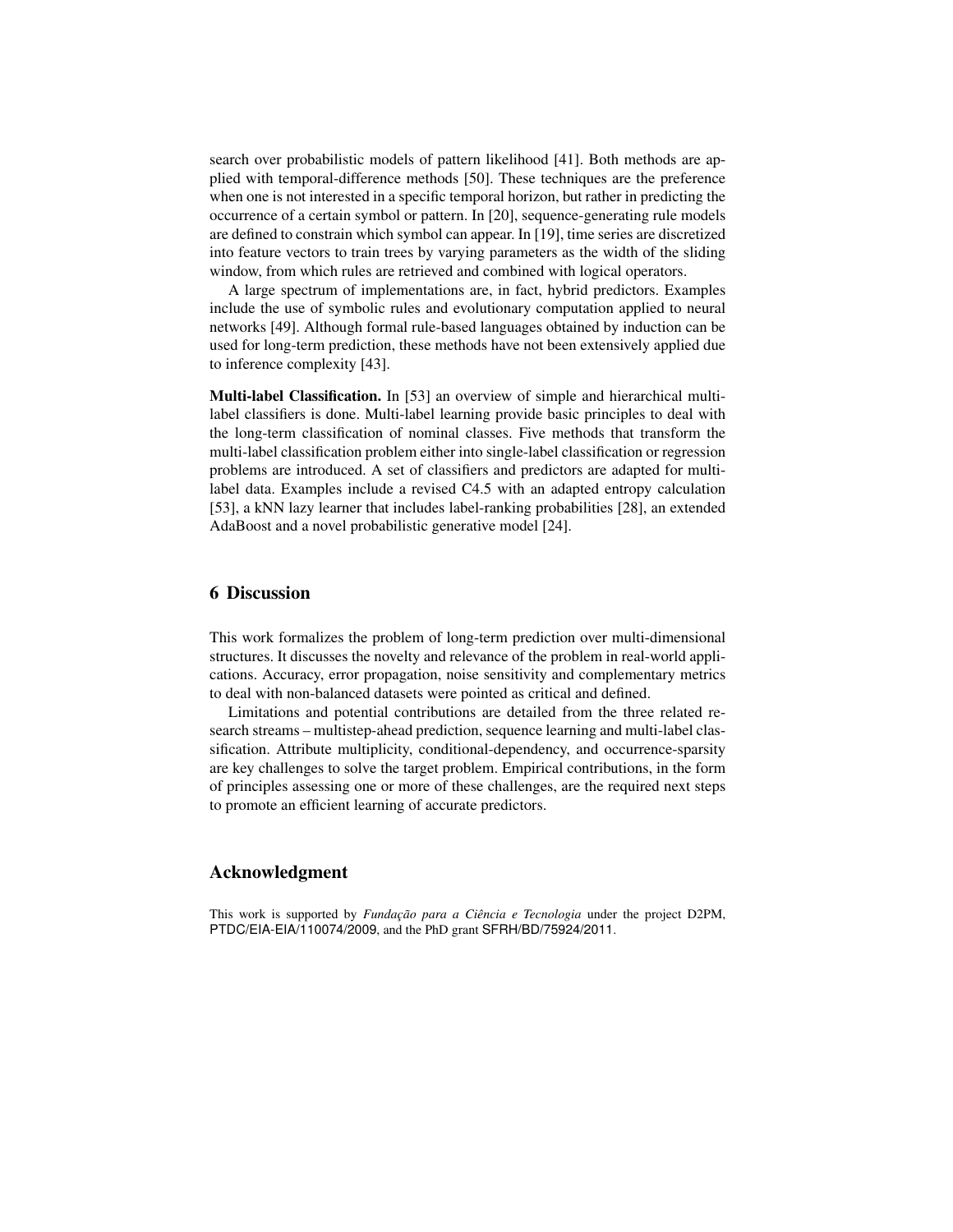search over probabilistic models of pattern likelihood [41]. Both methods are applied with temporal-difference methods [50]. These techniques are the preference when one is not interested in a specific temporal horizon, but rather in predicting the occurrence of a certain symbol or pattern. In [20], sequence-generating rule models are defined to constrain which symbol can appear. In [19], time series are discretized into feature vectors to train trees by varying parameters as the width of the sliding window, from which rules are retrieved and combined with logical operators.

A large spectrum of implementations are, in fact, hybrid predictors. Examples include the use of symbolic rules and evolutionary computation applied to neural networks [49]. Although formal rule-based languages obtained by induction can be used for long-term prediction, these methods have not been extensively applied due to inference complexity [43].

**Multi-label Classification.** In [53] an overview of simple and hierarchical multi-label classifiers is done. Multi-label learning provide basic principles to deal with the long-term classification of nominal classes. Five methods that transform the multi-label classification problem either into single-label classification or regression problems are introduced. A set of classifiers and predictors are adapted for multi-label data. Examples include a revised C4.5 with an adapted entropy calculation [53], a kNN lazy learner that includes label-ranking probabilities [28], an extended AdaBoost and a novel probabilistic generative model [24].

## 6 Discussion

This work formalizes the problem of long-term prediction over multi-dimensional structures. It discusses the novelty and relevance of the problem in real-world applications. Accuracy, error propagation, noise sensitivity and complementary metrics to deal with non-balanced datasets were pointed as critical and defined.

Limitations and potential contributions are detailed from the three related research streams – multistep-ahead prediction, sequence learning and multi-label classification. Attribute multiplicity, conditional-dependency, and occurrence-sparsity are key challenges to solve the target problem. Empirical contributions, in the form of principles assessing one or more of these challenges, are the required next steps to promote an efficient learning of accurate predictors.

## Acknowledgment

This work is supported by *Fundação para a Ciência e Tecnologia* under the project D2PM, PTDC/EIA-EIA/110074/2009, and the PhD grant SFRH/BD/75924/2011.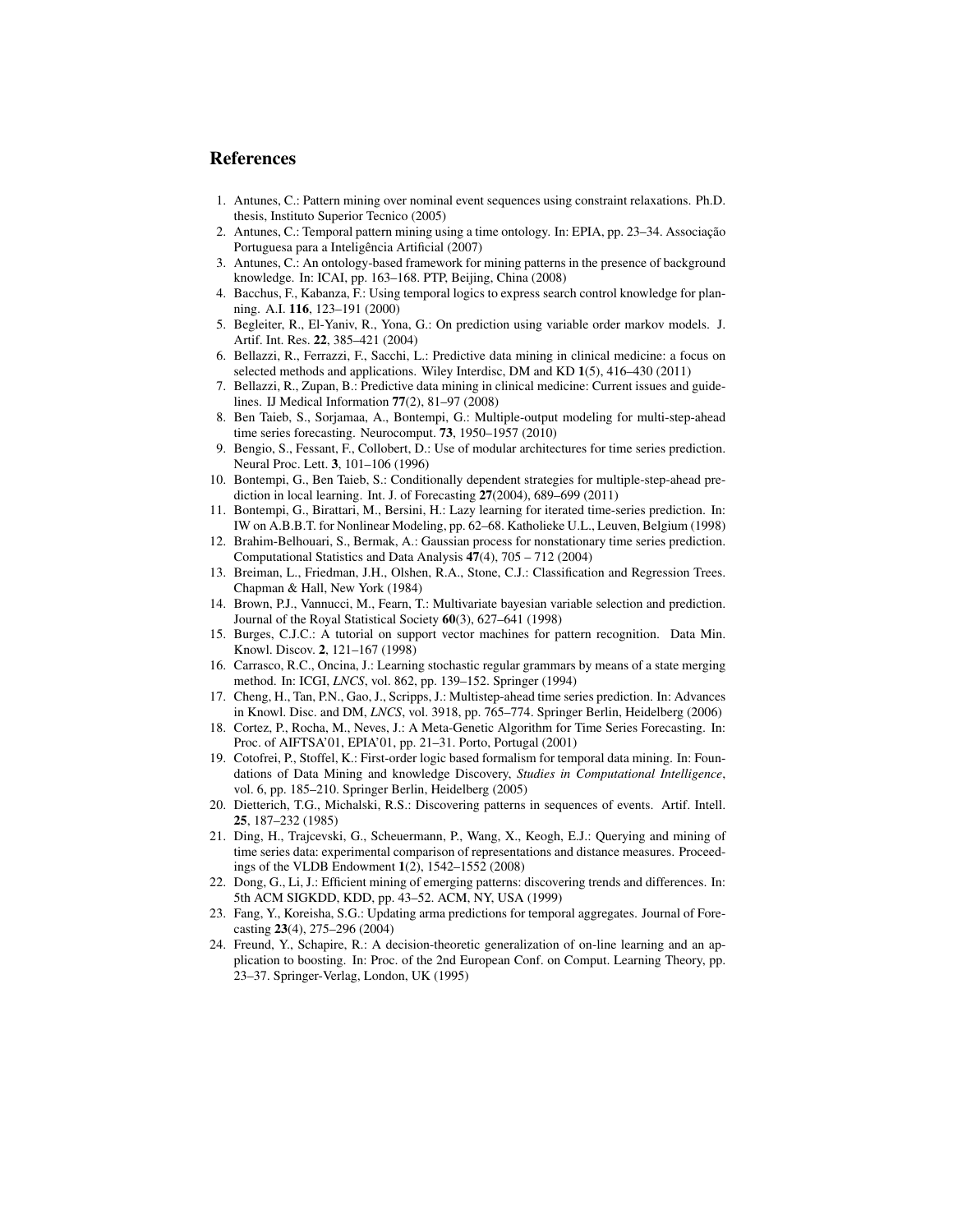## References

1. Antunes, C.: Pattern mining over nominal event sequences using constraint relaxations. Ph.D. thesis, Instituto Superior Tecnico (2005)
2. Antunes, C.: Temporal pattern mining using a time ontology. In: EPIA, pp. 23–34. Associação Portuguesa para a Inteligência Artificial (2007)
3. Antunes, C.: An ontology-based framework for mining patterns in the presence of background knowledge. In: ICAI, pp. 163–168. PTP, Beijing, China (2008)
4. Bacchus, F., Kabanza, F.: Using temporal logics to express search control knowledge for planning. A.I. **116**, 123–191 (2000)
5. Begleiter, R., El-Yaniv, R., Yona, G.: On prediction using variable order markov models. J. Artif. Int. Res. **22**, 385–421 (2004)
6. Bellazzi, R., Ferrazzi, F., Sacchi, L.: Predictive data mining in clinical medicine: a focus on selected methods and applications. Wiley Interdisc, DM and KD **1**(5), 416–430 (2011)
7. Bellazzi, R., Zupan, B.: Predictive data mining in clinical medicine: Current issues and guidelines. IJ Medical Information **77**(2), 81–97 (2008)
8. Ben Taieb, S., Sorjamaa, A., Bontempi, G.: Multiple-output modeling for multi-step-ahead time series forecasting. Neurocomput. **73**, 1950–1957 (2010)
9. Bengio, S., Fessant, F., Collobert, D.: Use of modular architectures for time series prediction. Neural Proc. Lett. **3**, 101–106 (1996)
10. Bontempi, G., Ben Taieb, S.: Conditionally dependent strategies for multiple-step-ahead prediction in local learning. Int. J. of Forecasting **27**(2004), 689–699 (2011)
11. Bontempi, G., Birattari, M., Bersini, H.: Lazy learning for iterated time-series prediction. In: IW on A.B.B.T. for Nonlinear Modeling, pp. 62–68. Katholieke U.L., Leuven, Belgium (1998)
12. Brahim-Belhouari, S., Bermak, A.: Gaussian process for nonstationary time series prediction. Computational Statistics and Data Analysis **47**(4), 705 – 712 (2004)
13. Breiman, L., Friedman, J.H., Olshen, R.A., Stone, C.J.: Classification and Regression Trees. Chapman & Hall, New York (1984)
14. Brown, P.J., Vannucci, M., Fearn, T.: Multivariate bayesian variable selection and prediction. Journal of the Royal Statistical Society **60**(3), 627–641 (1998)
15. Burges, C.J.C.: A tutorial on support vector machines for pattern recognition. Data Min. Knowl. Discov. **2**, 121–167 (1998)
16. Carrasco, R.C., Oncina, J.: Learning stochastic regular grammars by means of a state merging method. In: ICGI, *LNCS*, vol. 862, pp. 139–152. Springer (1994)
17. Cheng, H., Tan, P.N., Gao, J., Scripps, J.: Multistep-ahead time series prediction. In: Advances in Knowl. Disc. and DM, *LNCS*, vol. 3918, pp. 765–774. Springer Berlin, Heidelberg (2006)
18. Cortez, P., Rocha, M., Neves, J.: A Meta-Genetic Algorithm for Time Series Forecasting. In: Proc. of AIFTSA'01, EPIA'01, pp. 21–31. Porto, Portugal (2001)
19. Cotofrei, P., Stoffel, K.: First-order logic based formalism for temporal data mining. In: Foundations of Data Mining and knowledge Discovery, *Studies in Computational Intelligence*, vol. 6, pp. 185–210. Springer Berlin, Heidelberg (2005)
20. Dietterich, T.G., Michalski, R.S.: Discovering patterns in sequences of events. Artif. Intell. **25**, 187–232 (1985)
21. Ding, H., Trajcevski, G., Scheuermann, P., Wang, X., Keogh, E.J.: Querying and mining of time series data: experimental comparison of representations and distance measures. Proceedings of the VLDB Endowment **1**(2), 1542–1552 (2008)
22. Dong, G., Li, J.: Efficient mining of emerging patterns: discovering trends and differences. In: 5th ACM SIGKDD, KDD, pp. 43–52. ACM, NY, USA (1999)
23. Fang, Y., Koreisha, S.G.: Updating arma predictions for temporal aggregates. Journal of Forecasting **23**(4), 275–296 (2004)
24. Freund, Y., Schapire, R.: A decision-theoretic generalization of on-line learning and an application to boosting. In: Proc. of the 2nd European Conf. on Comput. Learning Theory, pp. 23–37. Springer-Verlag, London, UK (1995)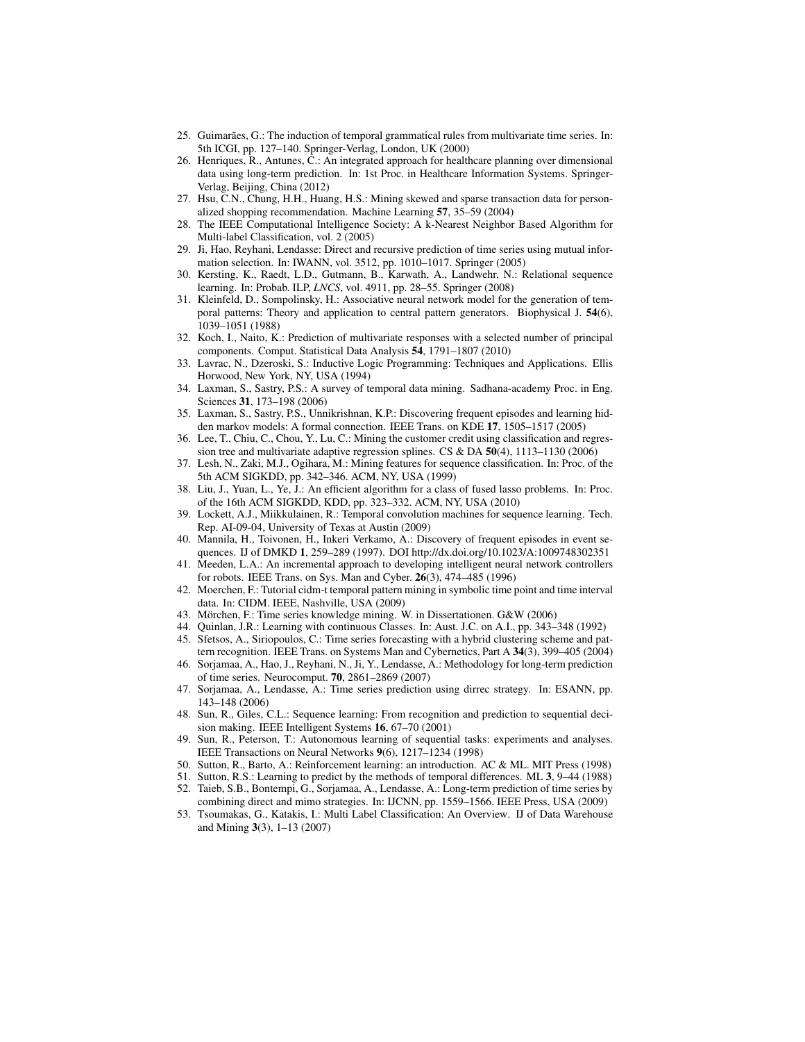25. Guimarães, G.: The induction of temporal grammatical rules from multivariate time series. In: 5th ICGI, pp. 127–140. Springer-Verlag, London, UK (2000)
26. Henriques, R., Antunes, C.: An integrated approach for healthcare planning over dimensional data using long-term prediction. In: 1st Proc. in Healthcare Information Systems. Springer-Verlag, Beijing, China (2012)
27. Hsu, C.N., Chung, H.H., Huang, H.S.: Mining skewed and sparse transaction data for personalized shopping recommendation. Machine Learning **57**, 35–59 (2004)
28. The IEEE Computational Intelligence Society: A k-Nearest Neighbor Based Algorithm for Multi-label Classification, vol. 2 (2005)
29. Ji, Hao, Reyhani, Lendasse: Direct and recursive prediction of time series using mutual information selection. In: IWANN, vol. 3512, pp. 1010–1017. Springer (2005)
30. Kersting, K., Raedt, L.D., Gutmann, B., Karwath, A., Landwehr, N.: Relational sequence learning. In: Probab. ILP, *LNCS*, vol. 4911, pp. 28–55. Springer (2008)
31. Kleinfeld, D., Sompolinsky, H.: Associative neural network model for the generation of temporal patterns: Theory and application to central pattern generators. Biophysical J. **54**(6), 1039–1051 (1988)
32. Koch, I., Naito, K.: Prediction of multivariate responses with a selected number of principal components. Comput. Statistical Data Analysis **54**, 1791–1807 (2010)
33. Lavrac, N., Dzeroski, S.: Inductive Logic Programming: Techniques and Applications. Ellis Horwood, New York, NY, USA (1994)
34. Laxman, S., Sastry, P.S.: A survey of temporal data mining. Sadhana-academy Proc. in Eng. Sciences **31**, 173–198 (2006)
35. Laxman, S., Sastry, P.S., Unnikrishnan, K.P.: Discovering frequent episodes and learning hidden markov models: A formal connection. IEEE Trans. on KDE **17**, 1505–1517 (2005)
36. Lee, T., Chiu, C., Chou, Y., Lu, C.: Mining the customer credit using classification and regression tree and multivariate adaptive regression splines. CS & DA **50**(4), 1113–1130 (2006)
37. Lesh, N., Zaki, M.J., Ogihara, M.: Mining features for sequence classification. In: Proc. of the 5th ACM SIGKDD, pp. 342–346. ACM, NY, USA (1999)
38. Liu, J., Yuan, L., Ye, J.: An efficient algorithm for a class of fused lasso problems. In: Proc. of the 16th ACM SIGKDD, KDD, pp. 323–332. ACM, NY, USA (2010)
39. Lockett, A.J., Miikkulainen, R.: Temporal convolution machines for sequence learning. Tech. Rep. AI-09-04, University of Texas at Austin (2009)
40. Mannila, H., Toivonen, H., Inkeri Verkamo, A.: Discovery of frequent episodes in event sequences. IJ of DMKD **1**, 259–289 (1997). DOI http://dx.doi.org/10.1023/A:1009748302351
41. Meeden, L.A.: An incremental approach to developing intelligent neural network controllers for robots. IEEE Trans. on Sys. Man and Cyber. **26**(3), 474–485 (1996)
42. Moerchen, F.: Tutorial cidm-t temporal pattern mining in symbolic time point and time interval data. In: CIDM. IEEE, Nashville, USA (2009)
43. Mörchen, F.: Time series knowledge mining. W. in Dissertationen. G&W (2006)
44. Quinlan, J.R.: Learning with continuous Classes. In: Aust. J.C. on A.I., pp. 343–348 (1992)
45. Sfetsos, A., Siriopoulos, C.: Time series forecasting with a hybrid clustering scheme and pattern recognition. IEEE Trans. on Systems Man and Cybernetics, Part A **34**(3), 399–405 (2004)
46. Sorjamaa, A., Hao, J., Reyhani, N., Ji, Y., Lendasse, A.: Methodology for long-term prediction of time series. Neurocomput. **70**, 2861–2869 (2007)
47. Sorjamaa, A., Lendasse, A.: Time series prediction using dirrec strategy. In: ESANN, pp. 143–148 (2006)
48. Sun, R., Giles, C.L.: Sequence learning: From recognition and prediction to sequential decision making. IEEE Intelligent Systems **16**, 67–70 (2001)
49. Sun, R., Peterson, T.: Autonomous learning of sequential tasks: experiments and analyses. IEEE Transactions on Neural Networks **9**(6), 1217–1234 (1998)
50. Sutton, R., Barto, A.: Reinforcement learning: an introduction. AC & ML. MIT Press (1998)
51. Sutton, R.S.: Learning to predict by the methods of temporal differences. ML **3**, 9–44 (1988)
52. Taieb, S.B., Bontempi, G., Sorjamaa, A., Lendasse, A.: Long-term prediction of time series by combining direct and mimo strategies. In: IJCNN, pp. 1559–1566. IEEE Press, USA (2009)
53. Tsoumakas, G., Katakis, I.: Multi Label Classification: An Overview. IJ of Data Warehouse and Mining **3**(3), 1–13 (2007)